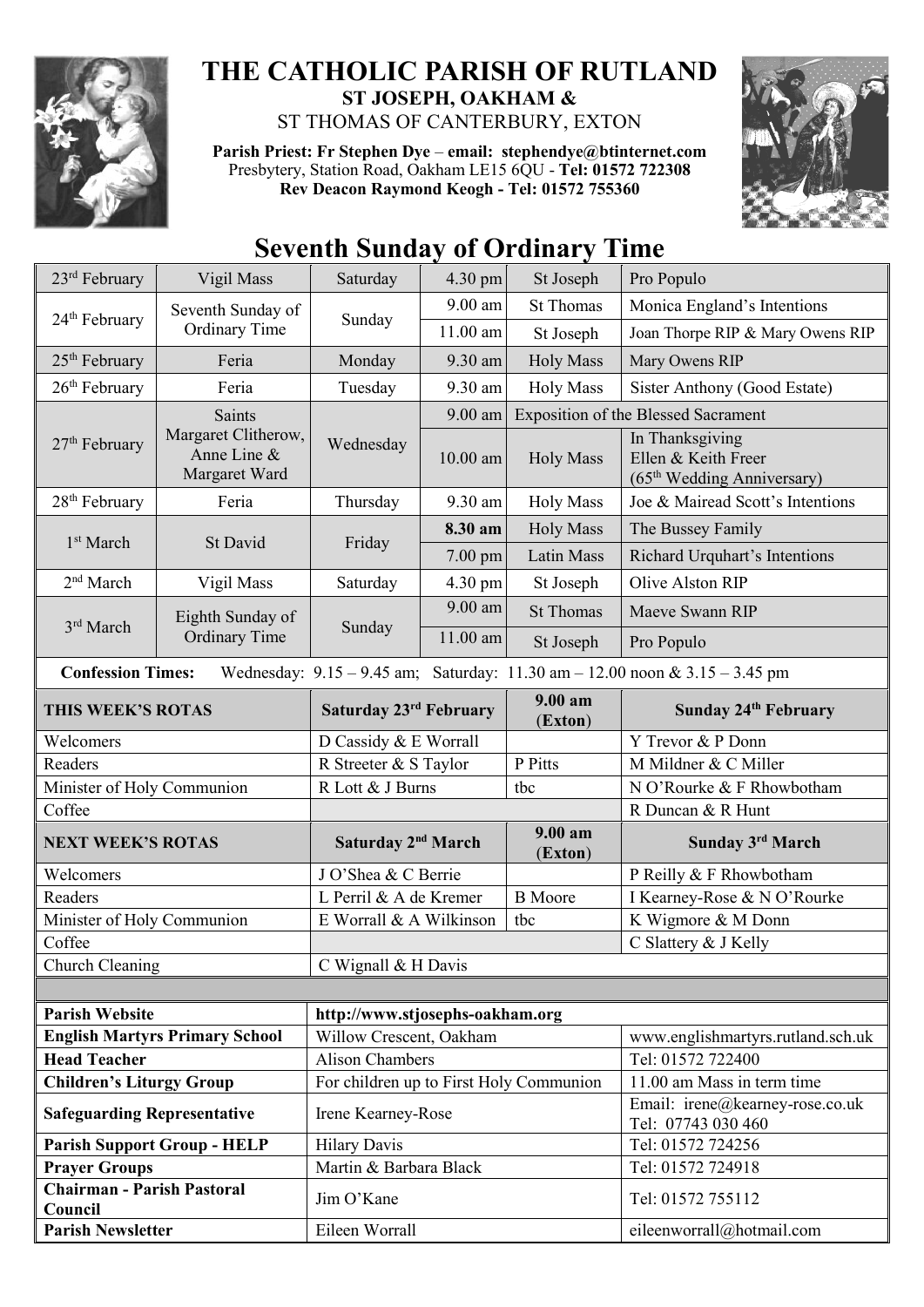# THE CATHOLIC PARISH OF RUTLAND

**ST JOSEPH, OAKHAM &**

ST THOMAS OF CANTERBURY, EXTON

**Parish Priest: Fr Stephen Dye** – **email: stephendye@btinternet.com**
Presbytery, Station Road, Oakham LE15 6QU - **Tel: 01572 722308**
**Rev Deacon Raymond Keogh - Tel: 01572 755360**

## Seventh Sunday of Ordinary Time

| Date | Celebration | Day | Time | Place | Intention |
|---|---|---|---|---|---|
| 23rd February | Vigil Mass | Saturday | 4.30 pm | St Joseph | Pro Populo |
| 24th February | Seventh Sunday of Ordinary Time | Sunday | 9.00 am | St Thomas | Monica England's Intentions |
| | | | 11.00 am | St Joseph | Joan Thorpe RIP & Mary Owens RIP |
| 25th February | Feria | Monday | 9.30 am | Holy Mass | Mary Owens RIP |
| 26th February | Feria | Tuesday | 9.30 am | Holy Mass | Sister Anthony (Good Estate) |
| 27th February | Saints Margaret Clitherow, Anne Line & Margaret Ward | Wednesday | 9.00 am | Exposition of the Blessed Sacrament | |
| | | | 10.00 am | Holy Mass | In Thanksgiving Ellen & Keith Freer (65th Wedding Anniversary) |
| 28th February | Feria | Thursday | 9.30 am | Holy Mass | Joe & Mairead Scott's Intentions |
| 1st March | St David | Friday | **8.30 am** | Holy Mass | The Bussey Family |
| | | | 7.00 pm | Latin Mass | Richard Urquhart's Intentions |
| 2nd March | Vigil Mass | Saturday | 4.30 pm | St Joseph | Olive Alston RIP |
| 3rd March | Eighth Sunday of Ordinary Time | Sunday | 9.00 am | St Thomas | Maeve Swann RIP |
| | | | 11.00 am | St Joseph | Pro Populo |

**Confession Times:** Wednesday: 9.15 – 9.45 am; Saturday: 11.30 am – 12.00 noon & 3.15 – 3.45 pm

| THIS WEEK'S ROTAS | Saturday 23rd February | 9.00 am (Exton) | Sunday 24th February |
|---|---|---|---|
| Welcomers | D Cassidy & E Worrall | | Y Trevor & P Donn |
| Readers | R Streeter & S Taylor | P Pitts | M Mildner & C Miller |
| Minister of Holy Communion | R Lott & J Burns | tbc | N O'Rourke & F Rhowbotham |
| Coffee | | | R Duncan & R Hunt |
| **NEXT WEEK'S ROTAS** | **Saturday 2nd March** | **9.00 am (Exton)** | **Sunday 3rd March** |
| Welcomers | J O'Shea & C Berrie | | P Reilly & F Rhowbotham |
| Readers | L Perril & A de Kremer | B Moore | I Kearney-Rose & N O'Rourke |
| Minister of Holy Communion | E Worrall & A Wilkinson | tbc | K Wigmore & M Donn |
| Coffee | | | C Slattery & J Kelly |
| Church Cleaning | C Wignall & H Davis | | |

| | | |
|---|---|---|
| **Parish Website** | **http://www.stjosephs-oakham.org** | |
| **English Martyrs Primary School** | Willow Crescent, Oakham | www.englishmartyrs.rutland.sch.uk |
| **Head Teacher** | Alison Chambers | Tel: 01572 722400 |
| **Children's Liturgy Group** | For children up to First Holy Communion | 11.00 am Mass in term time |
| **Safeguarding Representative** | Irene Kearney-Rose | Email: irene@kearney-rose.co.uk Tel: 07743 030 460 |
| **Parish Support Group - HELP** | Hilary Davis | Tel: 01572 724256 |
| **Prayer Groups** | Martin & Barbara Black | Tel: 01572 724918 |
| **Chairman - Parish Pastoral Council** | Jim O'Kane | Tel: 01572 755112 |
| **Parish Newsletter** | Eileen Worrall | eileenworrall@hotmail.com |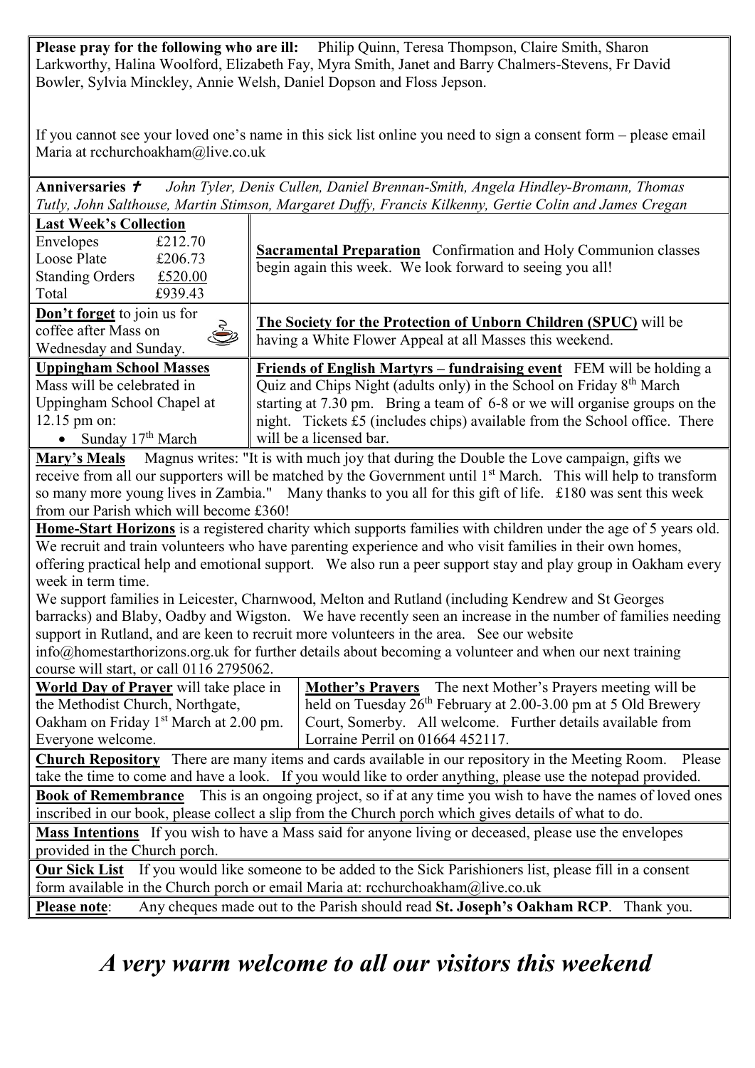**Please pray for the following who are ill:** Philip Quinn, Teresa Thompson, Claire Smith, Sharon Larkworthy, Halina Woolford, Elizabeth Fay, Myra Smith, Janet and Barry Chalmers-Stevens, Fr David Bowler, Sylvia Minckley, Annie Welsh, Daniel Dopson and Floss Jepson.

If you cannot see your loved one's name in this sick list online you need to sign a consent form – please email Maria at rcchurchoakham@live.co.uk

**Anniversaries** ✝ *John Tyler, Denis Cullen, Daniel Brennan-Smith, Angela Hindley-Bromann, Thomas Tutly, John Salthouse, Martin Stimson, Margaret Duffy, Francis Kilkenny, Gertie Colin and James Cregan*

**Last Week's Collection**

| | |
|---|---|
| Envelopes | £212.70 |
| Loose Plate | £206.73 |
| Standing Orders | £520.00 |
| Total | £939.43 |

**Sacramental Preparation** Confirmation and Holy Communion classes begin again this week. We look forward to seeing you all!

**Don't forget** to join us for coffee after Mass on Wednesday and Sunday.

**The Society for the Protection of Unborn Children (SPUC)** will be having a White Flower Appeal at all Masses this weekend.

**Uppingham School Masses**
Mass will be celebrated in Uppingham School Chapel at 12.15 pm on:

- Sunday 17th March

**Friends of English Martyrs – fundraising event** FEM will be holding a Quiz and Chips Night (adults only) in the School on Friday 8th March starting at 7.30 pm. Bring a team of 6-8 or we will organise groups on the night. Tickets £5 (includes chips) available from the School office. There will be a licensed bar.

**Mary's Meals** Magnus writes: "It is with much joy that during the Double the Love campaign, gifts we receive from all our supporters will be matched by the Government until 1st March. This will help to transform so many more young lives in Zambia." Many thanks to you all for this gift of life. £180 was sent this week from our Parish which will become £360!

**Home-Start Horizons** is a registered charity which supports families with children under the age of 5 years old. We recruit and train volunteers who have parenting experience and who visit families in their own homes, offering practical help and emotional support. We also run a peer support stay and play group in Oakham every week in term time.
We support families in Leicester, Charnwood, Melton and Rutland (including Kendrew and St Georges barracks) and Blaby, Oadby and Wigston. We have recently seen an increase in the number of families needing support in Rutland, and are keen to recruit more volunteers in the area. See our website info@homestarthorizons.org.uk for further details about becoming a volunteer and when our next training course will start, or call 0116 2795062.

**World Day of Prayer** will take place in the Methodist Church, Northgate, Oakham on Friday 1st March at 2.00 pm. Everyone welcome.

**Mother's Prayers** The next Mother's Prayers meeting will be held on Tuesday 26th February at 2.00-3.00 pm at 5 Old Brewery Court, Somerby. All welcome. Further details available from Lorraine Perril on 01664 452117.

**Church Repository** There are many items and cards available in our repository in the Meeting Room. Please take the time to come and have a look. If you would like to order anything, please use the notepad provided.

**Book of Remembrance** This is an ongoing project, so if at any time you wish to have the names of loved ones inscribed in our book, please collect a slip from the Church porch which gives details of what to do.

**Mass Intentions** If you wish to have a Mass said for anyone living or deceased, please use the envelopes provided in the Church porch.

**Our Sick List** If you would like someone to be added to the Sick Parishioners list, please fill in a consent form available in the Church porch or email Maria at: rcchurchoakham@live.co.uk

**Please note**: Any cheques made out to the Parish should read **St. Joseph's Oakham RCP**. Thank you.

## *A very warm welcome to all our visitors this weekend*